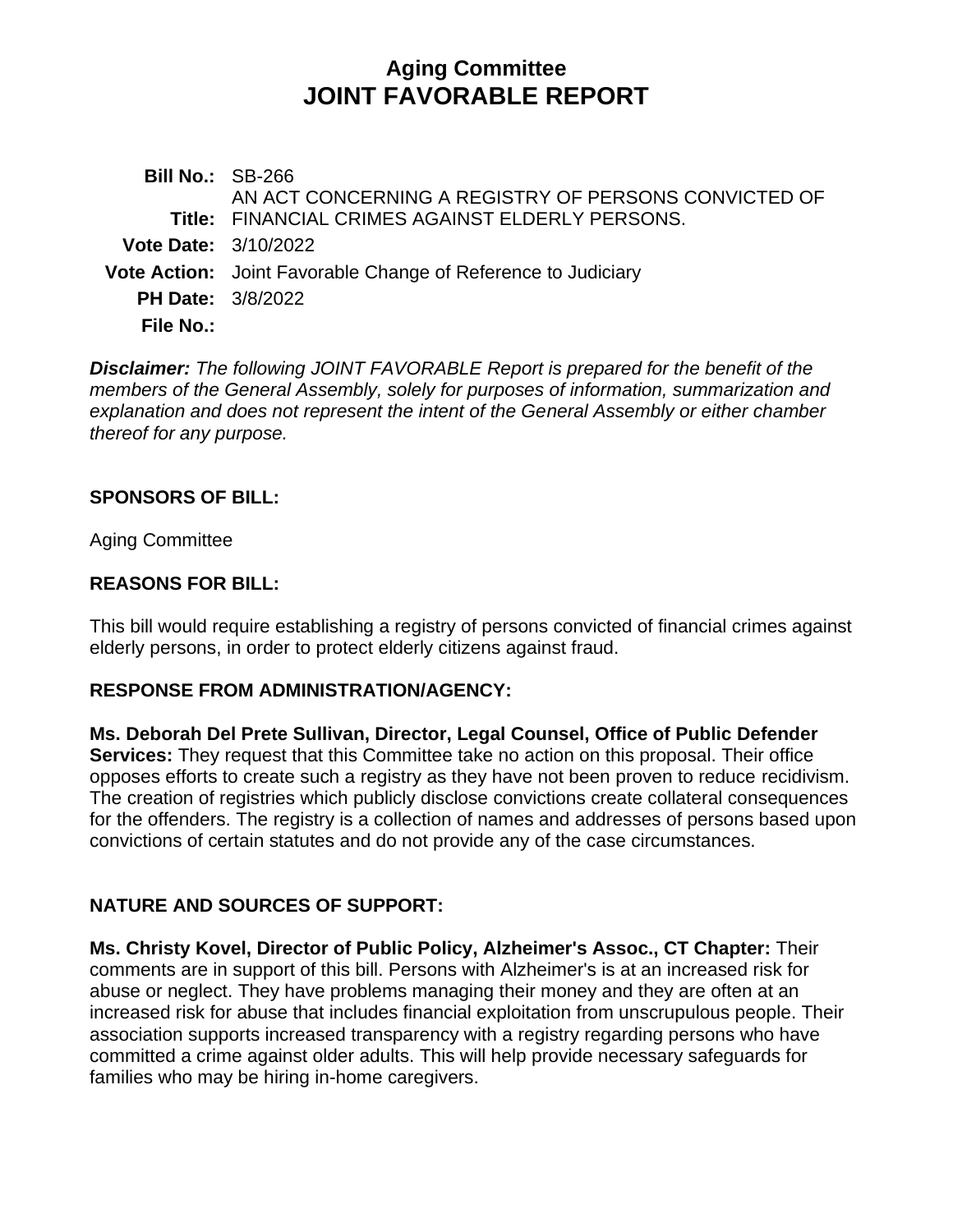# Aging Committee
# JOINT FAVORABLE REPORT

**Bill No.:** SB-266

**Title:** AN ACT CONCERNING A REGISTRY OF PERSONS CONVICTED OF FINANCIAL CRIMES AGAINST ELDERLY PERSONS.

**Vote Date:** 3/10/2022

**Vote Action:** Joint Favorable Change of Reference to Judiciary

**PH Date:** 3/8/2022

**File No.:**

***Disclaimer:*** *The following JOINT FAVORABLE Report is prepared for the benefit of the members of the General Assembly, solely for purposes of information, summarization and explanation and does not represent the intent of the General Assembly or either chamber thereof for any purpose.*

## SPONSORS OF BILL:

Aging Committee

## REASONS FOR BILL:

This bill would require establishing a registry of persons convicted of financial crimes against elderly persons, in order to protect elderly citizens against fraud.

## RESPONSE FROM ADMINISTRATION/AGENCY:

**Ms. Deborah Del Prete Sullivan, Director, Legal Counsel, Office of Public Defender Services:** They request that this Committee take no action on this proposal. Their office opposes efforts to create such a registry as they have not been proven to reduce recidivism. The creation of registries which publicly disclose convictions create collateral consequences for the offenders. The registry is a collection of names and addresses of persons based upon convictions of certain statutes and do not provide any of the case circumstances.

## NATURE AND SOURCES OF SUPPORT:

**Ms. Christy Kovel, Director of Public Policy, Alzheimer's Assoc., CT Chapter:** Their comments are in support of this bill. Persons with Alzheimer's is at an increased risk for abuse or neglect. They have problems managing their money and they are often at an increased risk for abuse that includes financial exploitation from unscrupulous people. Their association supports increased transparency with a registry regarding persons who have committed a crime against older adults. This will help provide necessary safeguards for families who may be hiring in-home caregivers.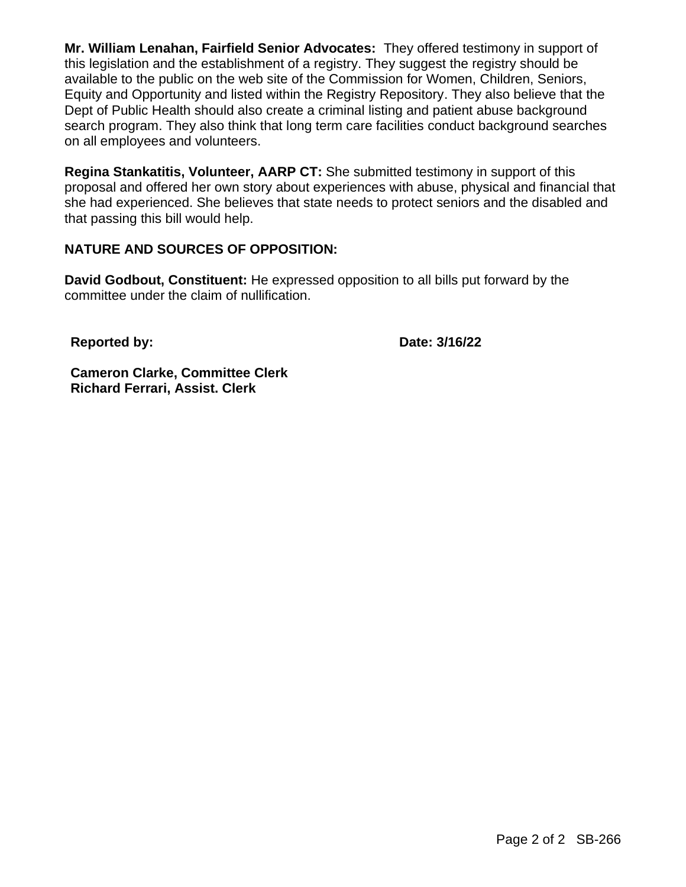**Mr. William Lenahan, Fairfield Senior Advocates:** They offered testimony in support of this legislation and the establishment of a registry. They suggest the registry should be available to the public on the web site of the Commission for Women, Children, Seniors, Equity and Opportunity and listed within the Registry Repository. They also believe that the Dept of Public Health should also create a criminal listing and patient abuse background search program. They also think that long term care facilities conduct background searches on all employees and volunteers.

**Regina Stankatitis, Volunteer, AARP CT:** She submitted testimony in support of this proposal and offered her own story about experiences with abuse, physical and financial that she had experienced. She believes that state needs to protect seniors and the disabled and that passing this bill would help.

**NATURE AND SOURCES OF OPPOSITION:**

**David Godbout, Constituent:** He expressed opposition to all bills put forward by the committee under the claim of nullification.

**Reported by:** **Date: 3/16/22**

**Cameron Clarke, Committee Clerk**
**Richard Ferrari, Assist. Clerk**